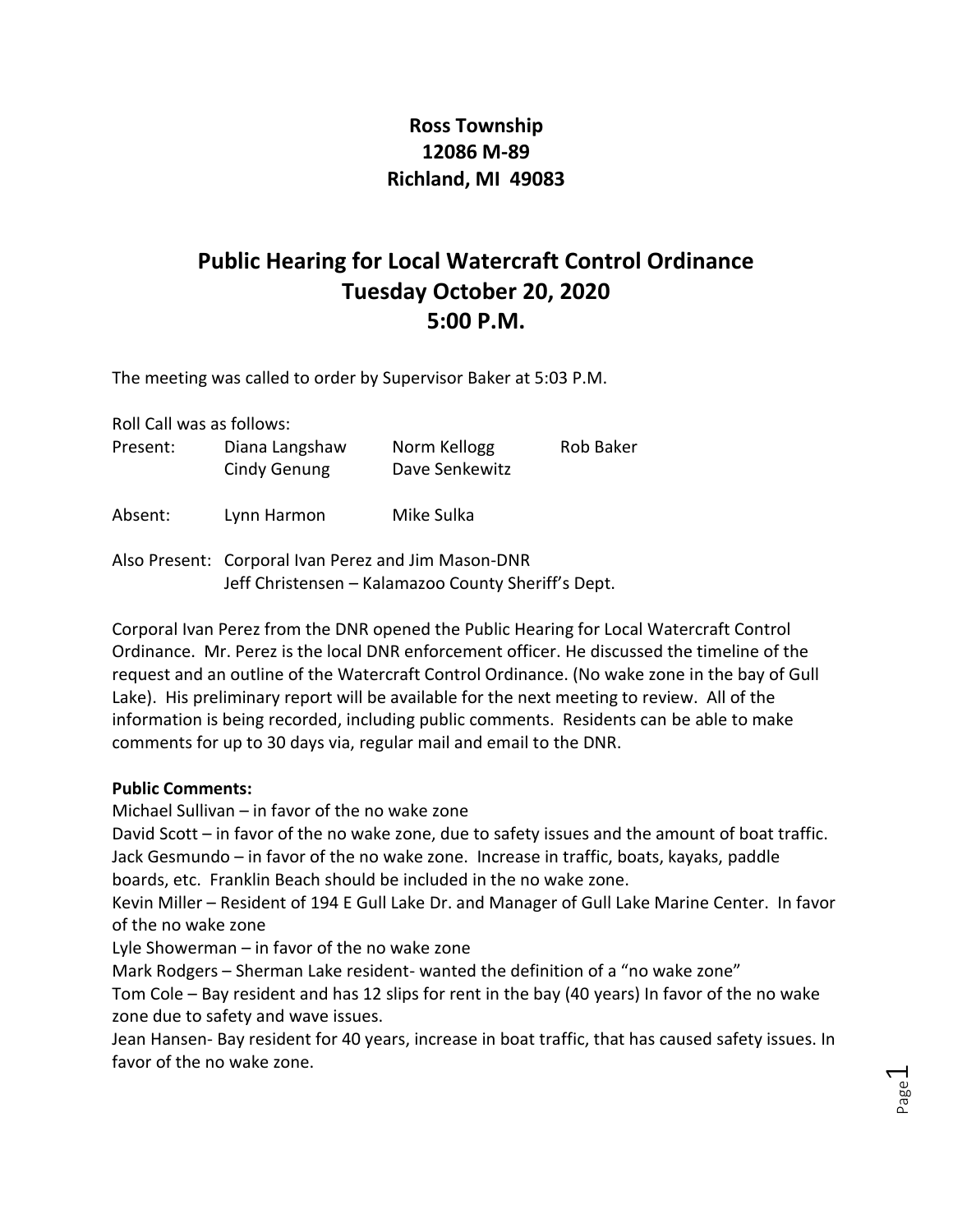**Ross Township**
**12086 M-89**
**Richland, MI 49083**

# Public Hearing for Local Watercraft Control Ordinance
## Tuesday October 20, 2020
## 5:00 P.M.

The meeting was called to order by Supervisor Baker at 5:03 P.M.

Roll Call was as follows:

| | | | |
|---|---|---|---|
| Present: | Diana Langshaw | Norm Kellogg | Rob Baker |
| | Cindy Genung | Dave Senkewitz | |
| Absent: | Lynn Harmon | Mike Sulka | |

Also Present: Corporal Ivan Perez and Jim Mason-DNR
Jeff Christensen – Kalamazoo County Sheriff's Dept.

Corporal Ivan Perez from the DNR opened the Public Hearing for Local Watercraft Control Ordinance. Mr. Perez is the local DNR enforcement officer. He discussed the timeline of the request and an outline of the Watercraft Control Ordinance. (No wake zone in the bay of Gull Lake). His preliminary report will be available for the next meeting to review. All of the information is being recorded, including public comments. Residents can be able to make comments for up to 30 days via, regular mail and email to the DNR.

**Public Comments:**

Michael Sullivan – in favor of the no wake zone

David Scott – in favor of the no wake zone, due to safety issues and the amount of boat traffic.

Jack Gesmundo – in favor of the no wake zone. Increase in traffic, boats, kayaks, paddle boards, etc. Franklin Beach should be included in the no wake zone.

Kevin Miller – Resident of 194 E Gull Lake Dr. and Manager of Gull Lake Marine Center. In favor of the no wake zone

Lyle Showerman – in favor of the no wake zone

Mark Rodgers – Sherman Lake resident- wanted the definition of a "no wake zone"

Tom Cole – Bay resident and has 12 slips for rent in the bay (40 years) In favor of the no wake zone due to safety and wave issues.

Jean Hansen- Bay resident for 40 years, increase in boat traffic, that has caused safety issues. In favor of the no wake zone.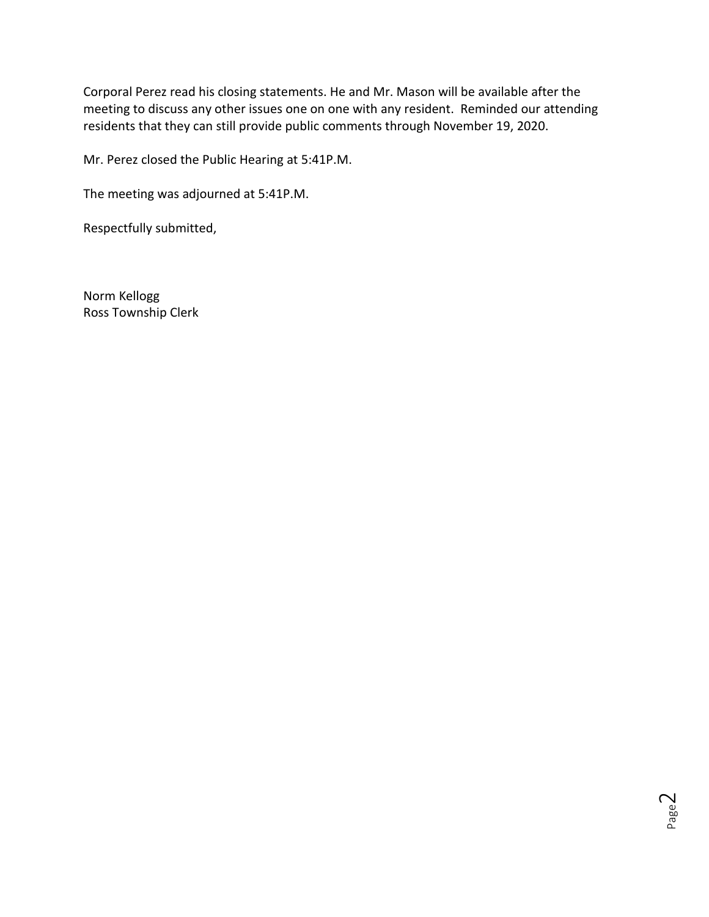Corporal Perez read his closing statements. He and Mr. Mason will be available after the meeting to discuss any other issues one on one with any resident. Reminded our attending residents that they can still provide public comments through November 19, 2020.

Mr. Perez closed the Public Hearing at 5:41P.M.

The meeting was adjourned at 5:41P.M.

Respectfully submitted,

Norm Kellogg
Ross Township Clerk